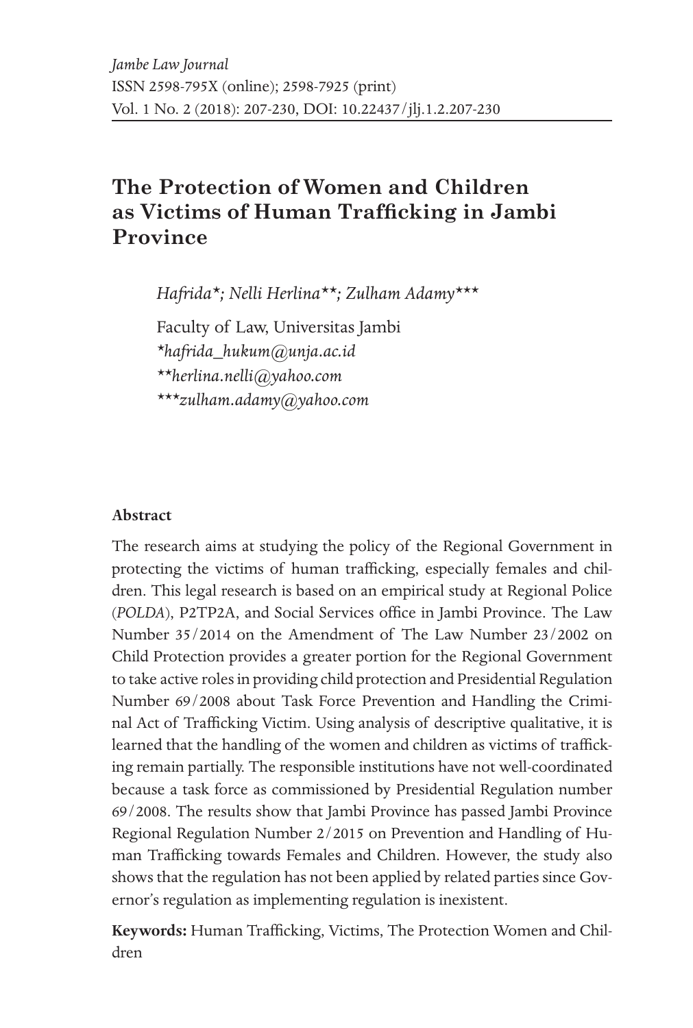*Jambe Law Journal*
ISSN 2598-795X (online); 2598-7925 (print)
Vol. 1 No. 2 (2018): 207-230, DOI: 10.22437/jlj.1.2.207-230

# The Protection of Women and Children as Victims of Human Trafficking in Jambi Province

*Hafrida*\*; Nelli Herlina\*\*; Zulham Adamy\*\*\**

Faculty of Law, Universitas Jambi
*\*hafrida_hukum@unja.ac.id*
*\*\*herlina.nelli@yahoo.com*
*\*\*\*zulham.adamy@yahoo.com*

**Abstract**

The research aims at studying the policy of the Regional Government in protecting the victims of human trafficking, especially females and children. This legal research is based on an empirical study at Regional Police (*POLDA*), P2TP2A, and Social Services office in Jambi Province. The Law Number 35/2014 on the Amendment of The Law Number 23/2002 on Child Protection provides a greater portion for the Regional Government to take active roles in providing child protection and Presidential Regulation Number 69/2008 about Task Force Prevention and Handling the Criminal Act of Trafficking Victim. Using analysis of descriptive qualitative, it is learned that the handling of the women and children as victims of trafficking remain partially. The responsible institutions have not well-coordinated because a task force as commissioned by Presidential Regulation number 69/2008. The results show that Jambi Province has passed Jambi Province Regional Regulation Number 2/2015 on Prevention and Handling of Human Trafficking towards Females and Children. However, the study also shows that the regulation has not been applied by related parties since Governor's regulation as implementing regulation is inexistent.

**Keywords:** Human Trafficking, Victims, The Protection Women and Children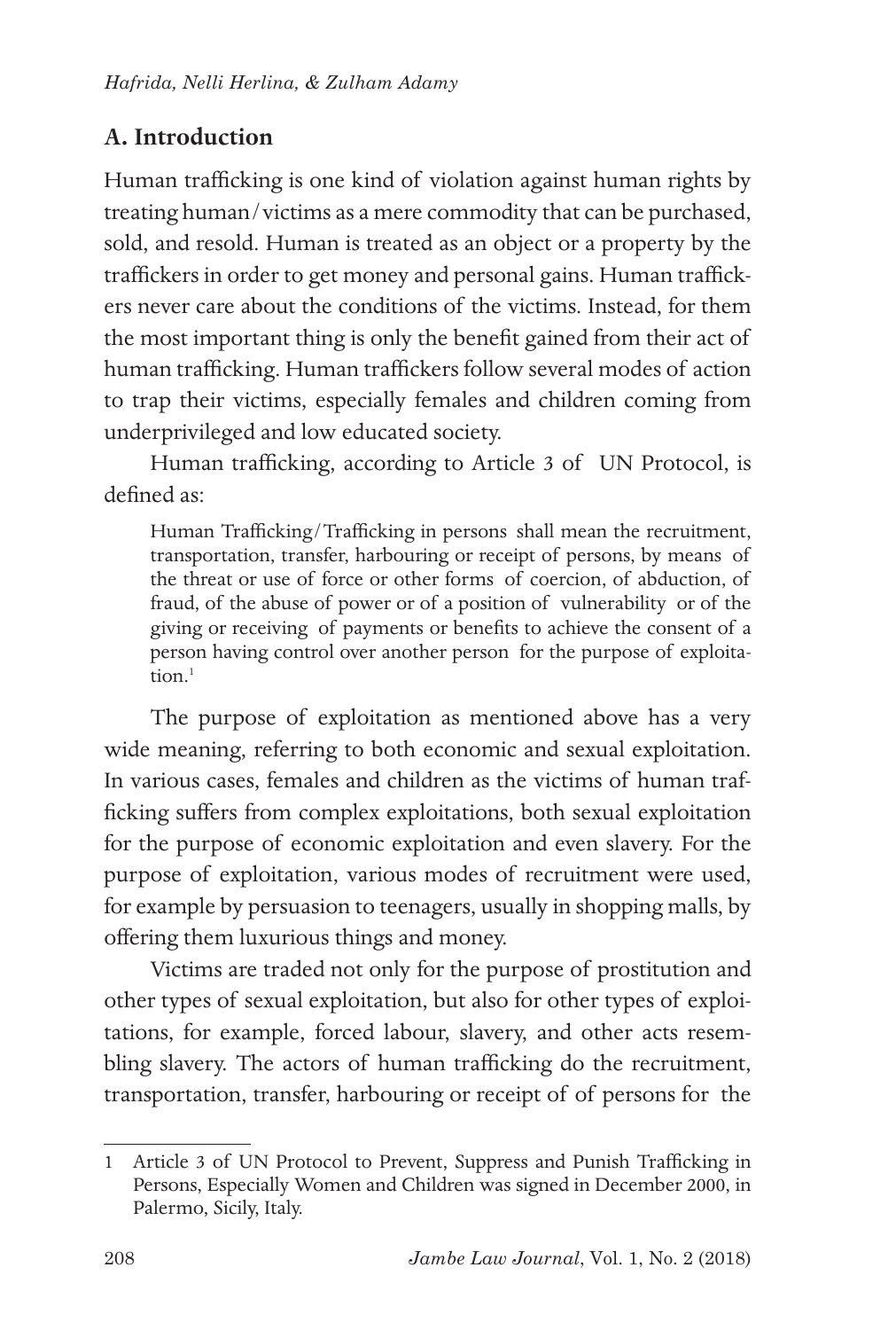## A. Introduction

Human trafficking is one kind of violation against human rights by treating human/victims as a mere commodity that can be purchased, sold, and resold. Human is treated as an object or a property by the traffickers in order to get money and personal gains. Human traffickers never care about the conditions of the victims. Instead, for them the most important thing is only the benefit gained from their act of human trafficking. Human traffickers follow several modes of action to trap their victims, especially females and children coming from underprivileged and low educated society.

Human trafficking, according to Article 3 of UN Protocol, is defined as:

> Human Trafficking/Trafficking in persons shall mean the recruitment, transportation, transfer, harbouring or receipt of persons, by means of the threat or use of force or other forms of coercion, of abduction, of fraud, of the abuse of power or of a position of vulnerability or of the giving or receiving of payments or benefits to achieve the consent of a person having control over another person for the purpose of exploitation.[1]

The purpose of exploitation as mentioned above has a very wide meaning, referring to both economic and sexual exploitation. In various cases, females and children as the victims of human trafficking suffers from complex exploitations, both sexual exploitation for the purpose of economic exploitation and even slavery. For the purpose of exploitation, various modes of recruitment were used, for example by persuasion to teenagers, usually in shopping malls, by offering them luxurious things and money.

Victims are traded not only for the purpose of prostitution and other types of sexual exploitation, but also for other types of exploitations, for example, forced labour, slavery, and other acts resembling slavery. The actors of human trafficking do the recruitment, transportation, transfer, harbouring or receipt of of persons for the

---

1 Article 3 of UN Protocol to Prevent, Suppress and Punish Trafficking in Persons, Especially Women and Children was signed in December 2000, in Palermo, Sicily, Italy.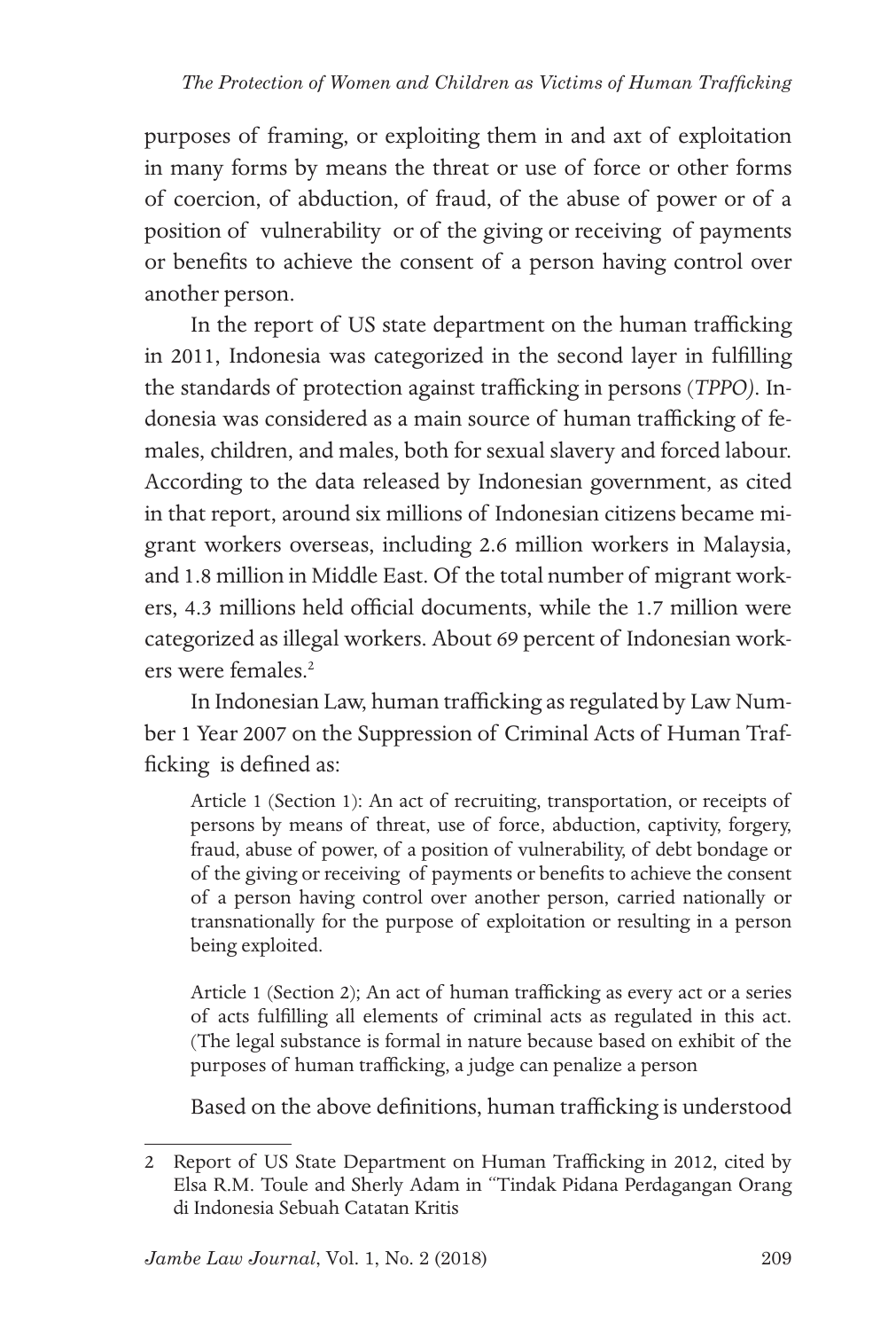purposes of framing, or exploiting them in and axt of exploitation in many forms by means the threat or use of force or other forms of coercion, of abduction, of fraud, of the abuse of power or of a position of vulnerability or of the giving or receiving of payments or benefits to achieve the consent of a person having control over another person.

In the report of US state department on the human trafficking in 2011, Indonesia was categorized in the second layer in fulfilling the standards of protection against trafficking in persons (*TPPO)*. Indonesia was considered as a main source of human trafficking of females, children, and males, both for sexual slavery and forced labour. According to the data released by Indonesian government, as cited in that report, around six millions of Indonesian citizens became migrant workers overseas, including 2.6 million workers in Malaysia, and 1.8 million in Middle East. Of the total number of migrant workers, 4.3 millions held official documents, while the 1.7 million were categorized as illegal workers. About 69 percent of Indonesian workers were females.[2]

In Indonesian Law, human trafficking as regulated by Law Number 1 Year 2007 on the Suppression of Criminal Acts of Human Trafficking is defined as:

> Article 1 (Section 1): An act of recruiting, transportation, or receipts of persons by means of threat, use of force, abduction, captivity, forgery, fraud, abuse of power, of a position of vulnerability, of debt bondage or of the giving or receiving of payments or benefits to achieve the consent of a person having control over another person, carried nationally or transnationally for the purpose of exploitation or resulting in a person being exploited.
>
> Article 1 (Section 2); An act of human trafficking as every act or a series of acts fulfilling all elements of criminal acts as regulated in this act. (The legal substance is formal in nature because based on exhibit of the purposes of human trafficking, a judge can penalize a person

Based on the above definitions, human trafficking is understood

---

2 Report of US State Department on Human Trafficking in 2012, cited by Elsa R.M. Toule and Sherly Adam in "Tindak Pidana Perdagangan Orang di Indonesia Sebuah Catatan Kritis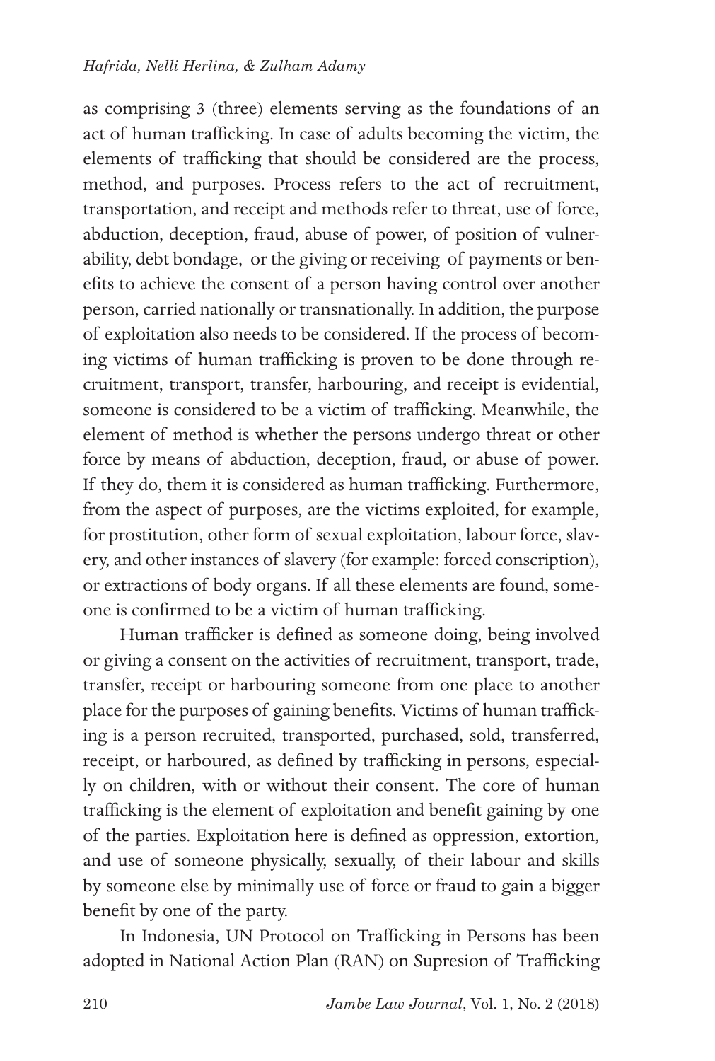as comprising 3 (three) elements serving as the foundations of an act of human trafficking. In case of adults becoming the victim, the elements of trafficking that should be considered are the process, method, and purposes. Process refers to the act of recruitment, transportation, and receipt and methods refer to threat, use of force, abduction, deception, fraud, abuse of power, of position of vulnerability, debt bondage, or the giving or receiving of payments or benefits to achieve the consent of a person having control over another person, carried nationally or transnationally. In addition, the purpose of exploitation also needs to be considered. If the process of becoming victims of human trafficking is proven to be done through recruitment, transport, transfer, harbouring, and receipt is evidential, someone is considered to be a victim of trafficking. Meanwhile, the element of method is whether the persons undergo threat or other force by means of abduction, deception, fraud, or abuse of power. If they do, them it is considered as human trafficking. Furthermore, from the aspect of purposes, are the victims exploited, for example, for prostitution, other form of sexual exploitation, labour force, slavery, and other instances of slavery (for example: forced conscription), or extractions of body organs. If all these elements are found, someone is confirmed to be a victim of human trafficking.

Human trafficker is defined as someone doing, being involved or giving a consent on the activities of recruitment, transport, trade, transfer, receipt or harbouring someone from one place to another place for the purposes of gaining benefits. Victims of human trafficking is a person recruited, transported, purchased, sold, transferred, receipt, or harboured, as defined by trafficking in persons, especially on children, with or without their consent. The core of human trafficking is the element of exploitation and benefit gaining by one of the parties. Exploitation here is defined as oppression, extortion, and use of someone physically, sexually, of their labour and skills by someone else by minimally use of force or fraud to gain a bigger benefit by one of the party.

In Indonesia, UN Protocol on Trafficking in Persons has been adopted in National Action Plan (RAN) on Supresion of Trafficking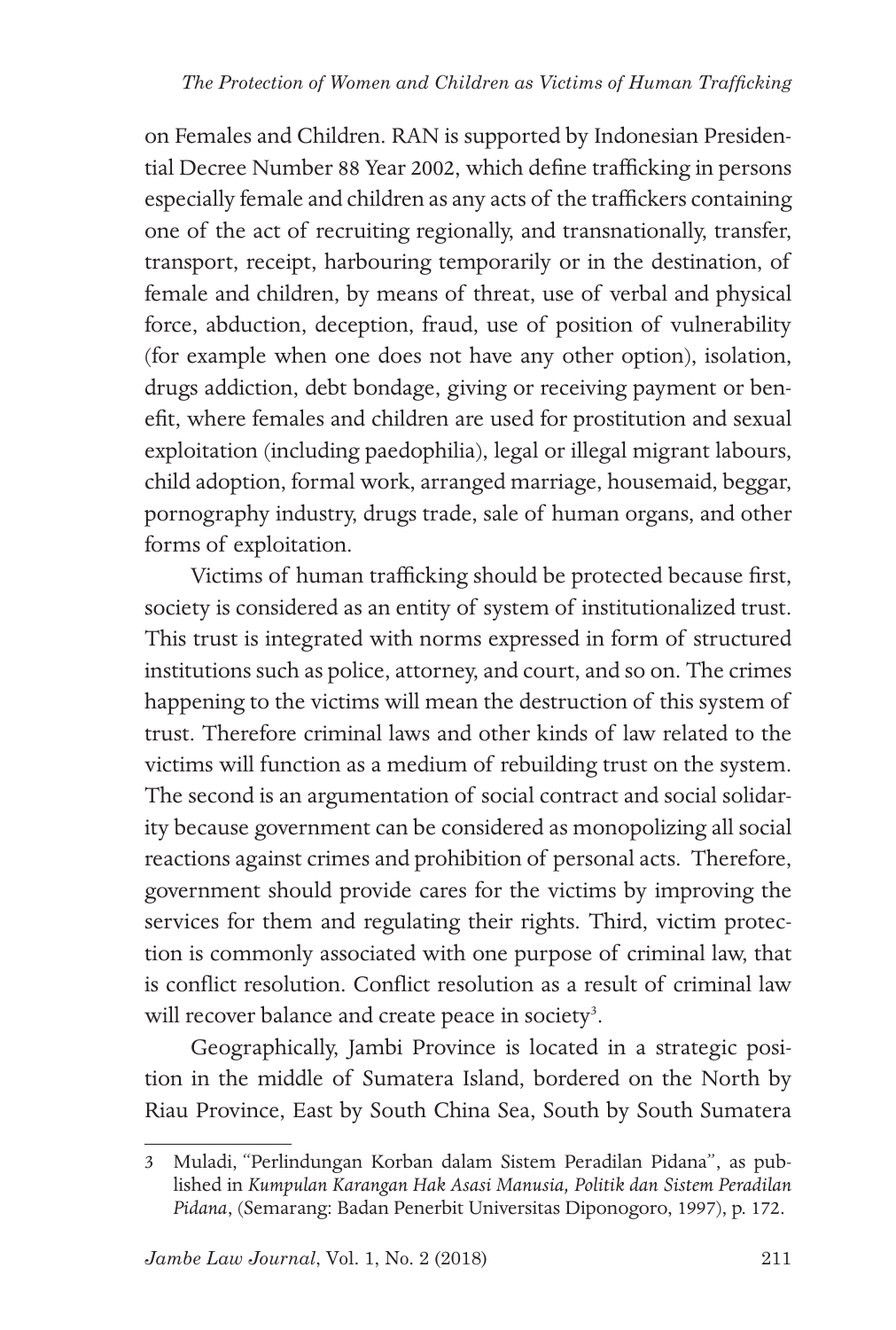on Females and Children. RAN is supported by Indonesian Presidential Decree Number 88 Year 2002, which define trafficking in persons especially female and children as any acts of the traffickers containing one of the act of recruiting regionally, and transnationally, transfer, transport, receipt, harbouring temporarily or in the destination, of female and children, by means of threat, use of verbal and physical force, abduction, deception, fraud, use of position of vulnerability (for example when one does not have any other option), isolation, drugs addiction, debt bondage, giving or receiving payment or benefit, where females and children are used for prostitution and sexual exploitation (including paedophilia), legal or illegal migrant labours, child adoption, formal work, arranged marriage, housemaid, beggar, pornography industry, drugs trade, sale of human organs, and other forms of exploitation.

Victims of human trafficking should be protected because first, society is considered as an entity of system of institutionalized trust. This trust is integrated with norms expressed in form of structured institutions such as police, attorney, and court, and so on. The crimes happening to the victims will mean the destruction of this system of trust. Therefore criminal laws and other kinds of law related to the victims will function as a medium of rebuilding trust on the system. The second is an argumentation of social contract and social solidarity because government can be considered as monopolizing all social reactions against crimes and prohibition of personal acts. Therefore, government should provide cares for the victims by improving the services for them and regulating their rights. Third, victim protection is commonly associated with one purpose of criminal law, that is conflict resolution. Conflict resolution as a result of criminal law will recover balance and create peace in society[3].

Geographically, Jambi Province is located in a strategic position in the middle of Sumatera Island, bordered on the North by Riau Province, East by South China Sea, South by South Sumatera

---

3 Muladi, "Perlindungan Korban dalam Sistem Peradilan Pidana", as published in *Kumpulan Karangan Hak Asasi Manusia, Politik dan Sistem Peradilan Pidana*, (Semarang: Badan Penerbit Universitas Diponogoro, 1997), p. 172.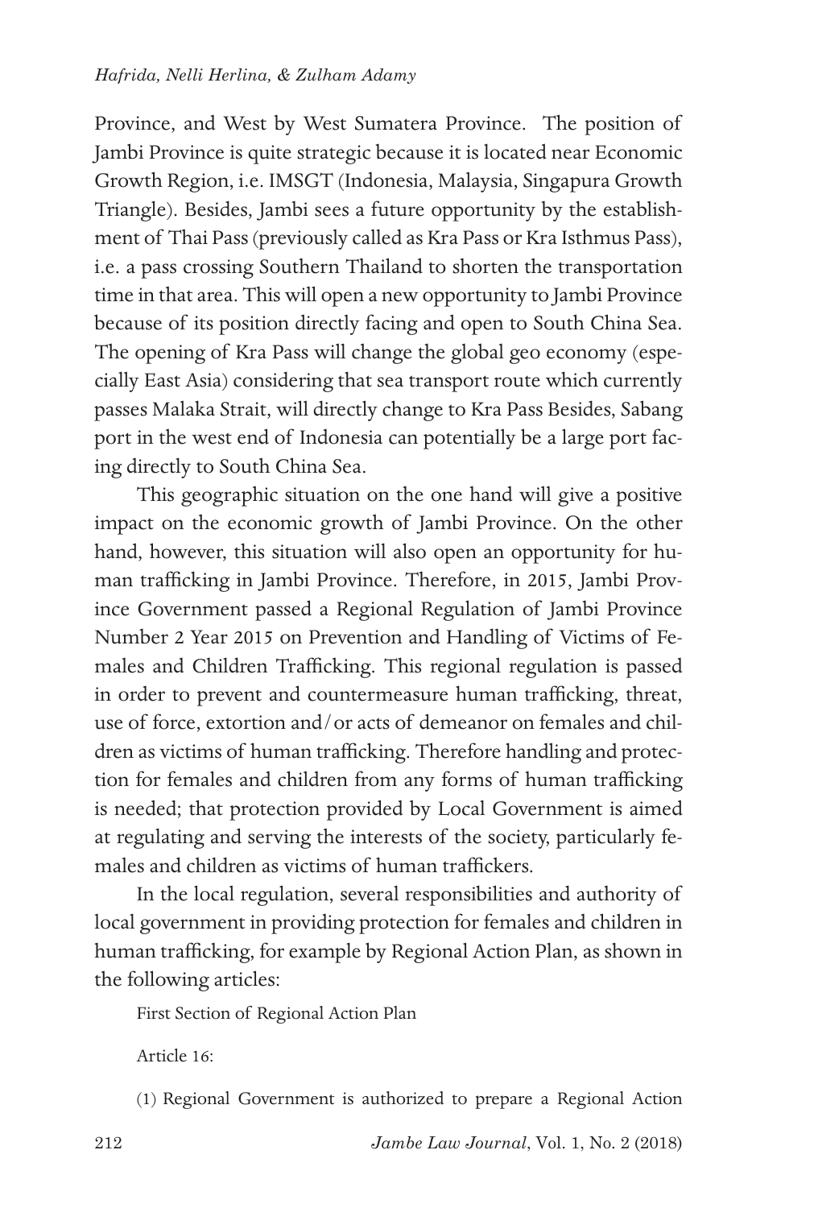Province, and West by West Sumatera Province. The position of Jambi Province is quite strategic because it is located near Economic Growth Region, i.e. IMSGT (Indonesia, Malaysia, Singapura Growth Triangle). Besides, Jambi sees a future opportunity by the establishment of Thai Pass (previously called as Kra Pass or Kra Isthmus Pass), i.e. a pass crossing Southern Thailand to shorten the transportation time in that area. This will open a new opportunity to Jambi Province because of its position directly facing and open to South China Sea. The opening of Kra Pass will change the global geo economy (especially East Asia) considering that sea transport route which currently passes Malaka Strait, will directly change to Kra Pass Besides, Sabang port in the west end of Indonesia can potentially be a large port facing directly to South China Sea.

This geographic situation on the one hand will give a positive impact on the economic growth of Jambi Province. On the other hand, however, this situation will also open an opportunity for human trafficking in Jambi Province. Therefore, in 2015, Jambi Province Government passed a Regional Regulation of Jambi Province Number 2 Year 2015 on Prevention and Handling of Victims of Females and Children Trafficking. This regional regulation is passed in order to prevent and countermeasure human trafficking, threat, use of force, extortion and/or acts of demeanor on females and children as victims of human trafficking. Therefore handling and protection for females and children from any forms of human trafficking is needed; that protection provided by Local Government is aimed at regulating and serving the interests of the society, particularly females and children as victims of human traffickers.

In the local regulation, several responsibilities and authority of local government in providing protection for females and children in human trafficking, for example by Regional Action Plan, as shown in the following articles:

First Section of Regional Action Plan

Article 16:

(1) Regional Government is authorized to prepare a Regional Action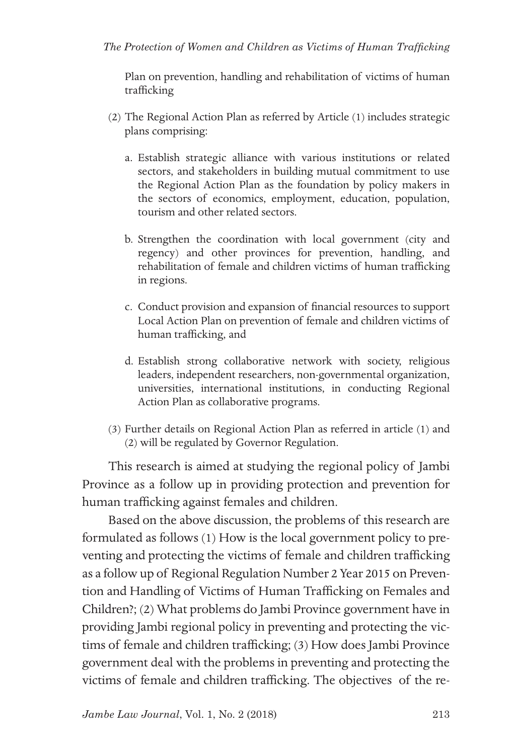Plan on prevention, handling and rehabilitation of victims of human trafficking

(2) The Regional Action Plan as referred by Article (1) includes strategic plans comprising:

a. Establish strategic alliance with various institutions or related sectors, and stakeholders in building mutual commitment to use the Regional Action Plan as the foundation by policy makers in the sectors of economics, employment, education, population, tourism and other related sectors.

b. Strengthen the coordination with local government (city and regency) and other provinces for prevention, handling, and rehabilitation of female and children victims of human trafficking in regions.

c. Conduct provision and expansion of financial resources to support Local Action Plan on prevention of female and children victims of human trafficking, and

d. Establish strong collaborative network with society, religious leaders, independent researchers, non-governmental organization, universities, international institutions, in conducting Regional Action Plan as collaborative programs.

(3) Further details on Regional Action Plan as referred in article (1) and (2) will be regulated by Governor Regulation.

This research is aimed at studying the regional policy of Jambi Province as a follow up in providing protection and prevention for human trafficking against females and children.

Based on the above discussion, the problems of this research are formulated as follows (1) How is the local government policy to preventing and protecting the victims of female and children trafficking as a follow up of Regional Regulation Number 2 Year 2015 on Prevention and Handling of Victims of Human Trafficking on Females and Children?; (2) What problems do Jambi Province government have in providing Jambi regional policy in preventing and protecting the victims of female and children trafficking; (3) How does Jambi Province government deal with the problems in preventing and protecting the victims of female and children trafficking. The objectives of the re-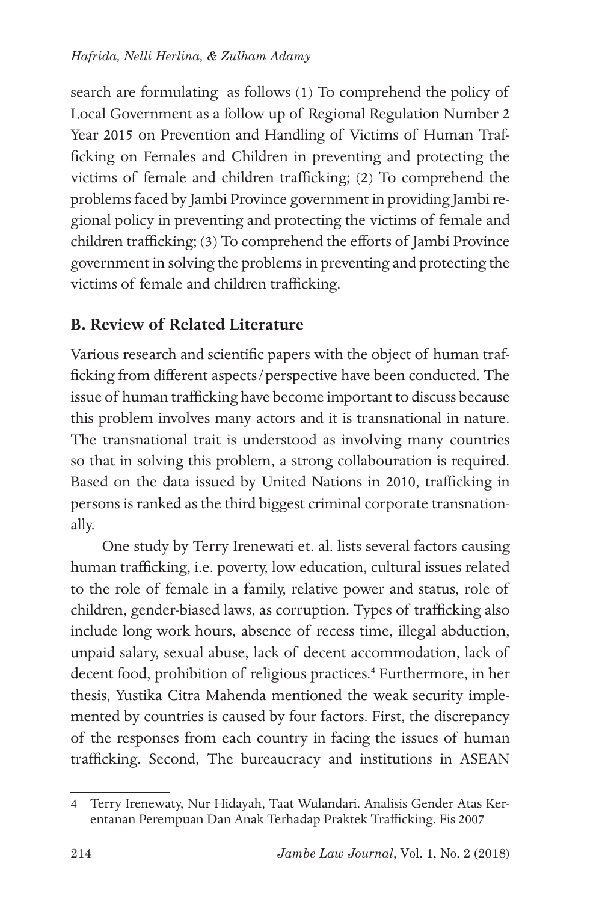search are formulating as follows (1) To comprehend the policy of Local Government as a follow up of Regional Regulation Number 2 Year 2015 on Prevention and Handling of Victims of Human Trafficking on Females and Children in preventing and protecting the victims of female and children trafficking; (2) To comprehend the problems faced by Jambi Province government in providing Jambi regional policy in preventing and protecting the victims of female and children trafficking; (3) To comprehend the efforts of Jambi Province government in solving the problems in preventing and protecting the victims of female and children trafficking.

## B. Review of Related Literature

Various research and scientific papers with the object of human trafficking from different aspects/perspective have been conducted. The issue of human trafficking have become important to discuss because this problem involves many actors and it is transnational in nature. The transnational trait is understood as involving many countries so that in solving this problem, a strong collabouration is required. Based on the data issued by United Nations in 2010, trafficking in persons is ranked as the third biggest criminal corporate transnationally.

One study by Terry Irenewati et. al. lists several factors causing human trafficking, i.e. poverty, low education, cultural issues related to the role of female in a family, relative power and status, role of children, gender-biased laws, as corruption. Types of trafficking also include long work hours, absence of recess time, illegal abduction, unpaid salary, sexual abuse, lack of decent accommodation, lack of decent food, prohibition of religious practices.[4] Furthermore, in her thesis, Yustika Citra Mahenda mentioned the weak security implemented by countries is caused by four factors. First, the discrepancy of the responses from each country in facing the issues of human trafficking. Second, The bureaucracy and institutions in ASEAN

---

4 Terry Irenewaty, Nur Hidayah, Taat Wulandari. Analisis Gender Atas Kerentanan Perempuan Dan Anak Terhadap Praktek Trafficking. Fis 2007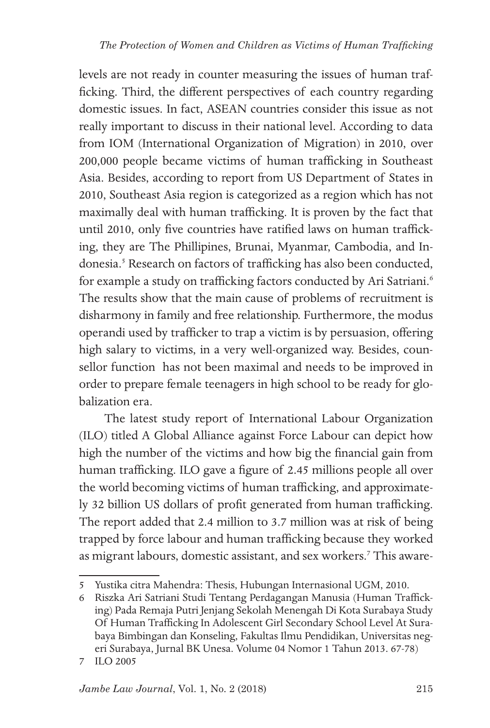levels are not ready in counter measuring the issues of human trafficking. Third, the different perspectives of each country regarding domestic issues. In fact, ASEAN countries consider this issue as not really important to discuss in their national level. According to data from IOM (International Organization of Migration) in 2010, over 200,000 people became victims of human trafficking in Southeast Asia. Besides, according to report from US Department of States in 2010, Southeast Asia region is categorized as a region which has not maximally deal with human trafficking. It is proven by the fact that until 2010, only five countries have ratified laws on human trafficking, they are The Phillipines, Brunai, Myanmar, Cambodia, and Indonesia.[5] Research on factors of trafficking has also been conducted, for example a study on trafficking factors conducted by Ari Satriani.[6] The results show that the main cause of problems of recruitment is disharmony in family and free relationship. Furthermore, the modus operandi used by trafficker to trap a victim is by persuasion, offering high salary to victims, in a very well-organized way. Besides, counsellor function has not been maximal and needs to be improved in order to prepare female teenagers in high school to be ready for globalization era.

The latest study report of International Labour Organization (ILO) titled A Global Alliance against Force Labour can depict how high the number of the victims and how big the financial gain from human trafficking. ILO gave a figure of 2.45 millions people all over the world becoming victims of human trafficking, and approximately 32 billion US dollars of profit generated from human trafficking. The report added that 2.4 million to 3.7 million was at risk of being trapped by force labour and human trafficking because they worked as migrant labours, domestic assistant, and sex workers.[7] This aware-

---

5 Yustika citra Mahendra: Thesis, Hubungan Internasional UGM, 2010.

6 Riszka Ari Satriani Studi Tentang Perdagangan Manusia (Human Trafficking) Pada Remaja Putri Jenjang Sekolah Menengah Di Kota Surabaya Study Of Human Trafficking In Adolescent Girl Secondary School Level At Surabaya Bimbingan dan Konseling, Fakultas Ilmu Pendidikan, Universitas negeri Surabaya, Jurnal BK Unesa. Volume 04 Nomor 1 Tahun 2013. 67-78)

7 ILO 2005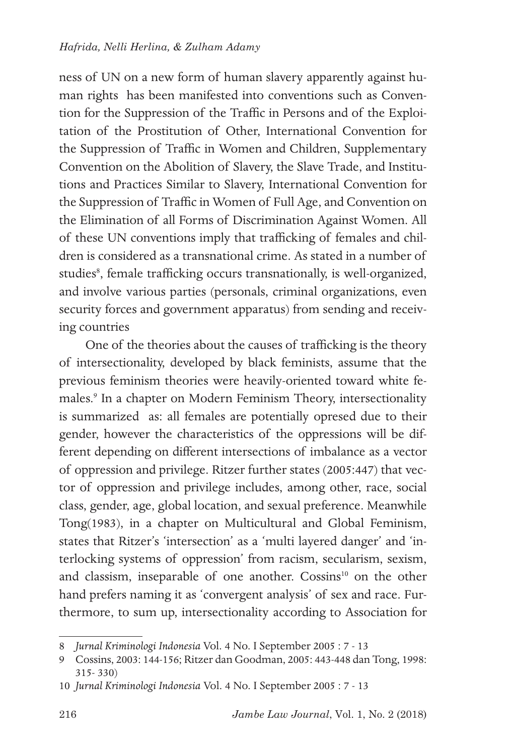ness of UN on a new form of human slavery apparently against human rights has been manifested into conventions such as Convention for the Suppression of the Traffic in Persons and of the Exploitation of the Prostitution of Other, International Convention for the Suppression of Traffic in Women and Children, Supplementary Convention on the Abolition of Slavery, the Slave Trade, and Institutions and Practices Similar to Slavery, International Convention for the Suppression of Traffic in Women of Full Age, and Convention on the Elimination of all Forms of Discrimination Against Women. All of these UN conventions imply that trafficking of females and children is considered as a transnational crime. As stated in a number of studies[8], female trafficking occurs transnationally, is well-organized, and involve various parties (personals, criminal organizations, even security forces and government apparatus) from sending and receiving countries

One of the theories about the causes of trafficking is the theory of intersectionality, developed by black feminists, assume that the previous feminism theories were heavily-oriented toward white females.[9] In a chapter on Modern Feminism Theory, intersectionality is summarized as: all females are potentially opresed due to their gender, however the characteristics of the oppressions will be different depending on different intersections of imbalance as a vector of oppression and privilege. Ritzer further states (2005:447) that vector of oppression and privilege includes, among other, race, social class, gender, age, global location, and sexual preference. Meanwhile Tong(1983), in a chapter on Multicultural and Global Feminism, states that Ritzer's 'intersection' as a 'multi layered danger' and 'interlocking systems of oppression' from racism, secularism, sexism, and classism, inseparable of one another. Cossins[10] on the other hand prefers naming it as 'convergent analysis' of sex and race. Furthermore, to sum up, intersectionality according to Association for

---

8 *Jurnal Kriminologi Indonesia* Vol. 4 No. I September 2005 : 7 - 13

9 Cossins, 2003: 144-156; Ritzer dan Goodman, 2005: 443-448 dan Tong, 1998: 315- 330)

10 *Jurnal Kriminologi Indonesia* Vol. 4 No. I September 2005 : 7 - 13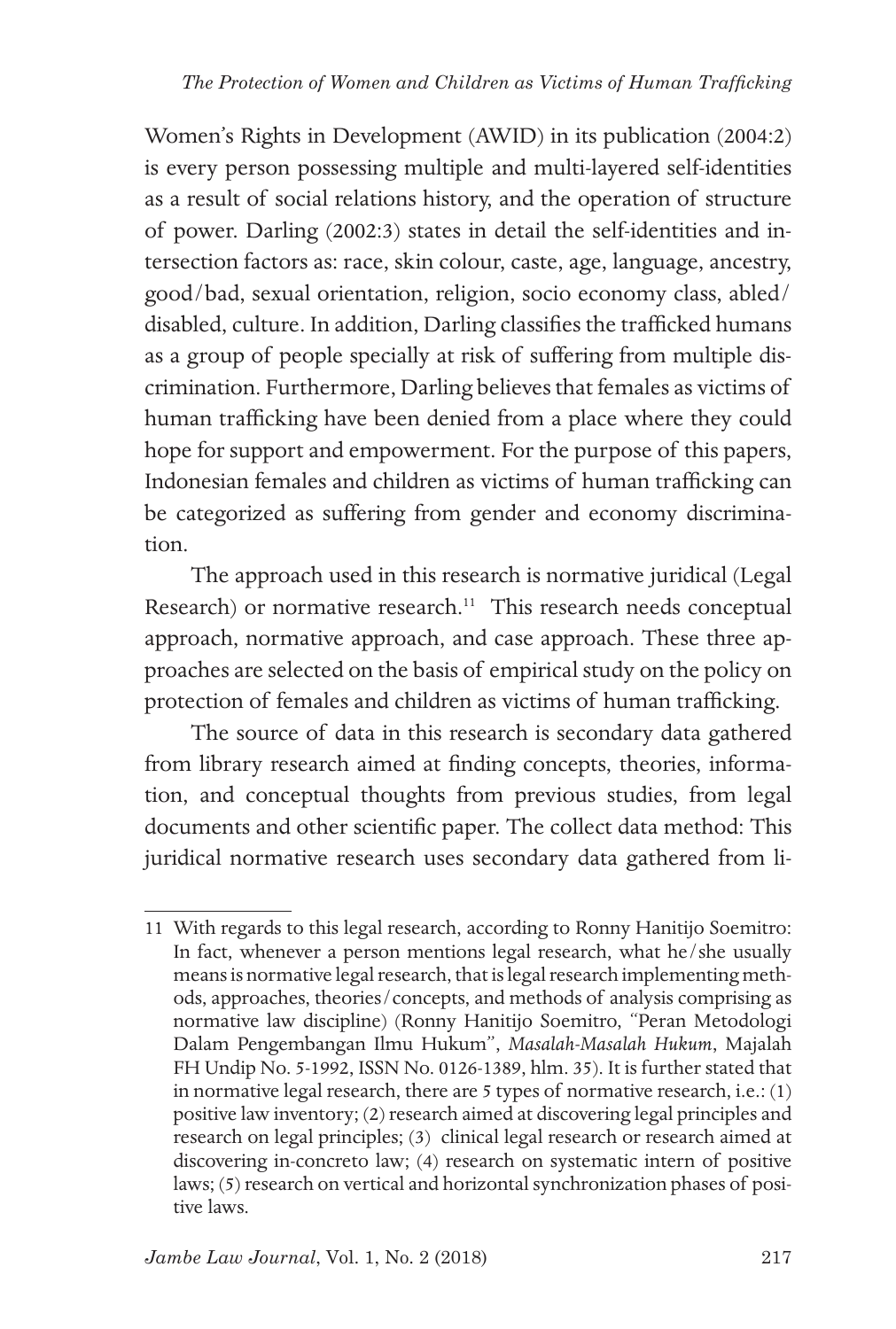Women's Rights in Development (AWID) in its publication (2004:2) is every person possessing multiple and multi-layered self-identities as a result of social relations history, and the operation of structure of power. Darling (2002:3) states in detail the self-identities and intersection factors as: race, skin colour, caste, age, language, ancestry, good/bad, sexual orientation, religion, socio economy class, abled/disabled, culture. In addition, Darling classifies the trafficked humans as a group of people specially at risk of suffering from multiple discrimination. Furthermore, Darling believes that females as victims of human trafficking have been denied from a place where they could hope for support and empowerment. For the purpose of this papers, Indonesian females and children as victims of human trafficking can be categorized as suffering from gender and economy discrimination.

The approach used in this research is normative juridical (Legal Research) or normative research.[11] This research needs conceptual approach, normative approach, and case approach. These three approaches are selected on the basis of empirical study on the policy on protection of females and children as victims of human trafficking.

The source of data in this research is secondary data gathered from library research aimed at finding concepts, theories, information, and conceptual thoughts from previous studies, from legal documents and other scientific paper. The collect data method: This juridical normative research uses secondary data gathered from li-

---

11 With regards to this legal research, according to Ronny Hanitijo Soemitro: In fact, whenever a person mentions legal research, what he/she usually means is normative legal research, that is legal research implementing methods, approaches, theories/concepts, and methods of analysis comprising as normative law discipline) (Ronny Hanitijo Soemitro, "Peran Metodologi Dalam Pengembangan Ilmu Hukum", *Masalah-Masalah Hukum*, Majalah FH Undip No. 5-1992, ISSN No. 0126-1389, hlm. 35). It is further stated that in normative legal research, there are 5 types of normative research, i.e.: (1) positive law inventory; (2) research aimed at discovering legal principles and research on legal principles; (3) clinical legal research or research aimed at discovering in-concreto law; (4) research on systematic intern of positive laws; (5) research on vertical and horizontal synchronization phases of positive laws.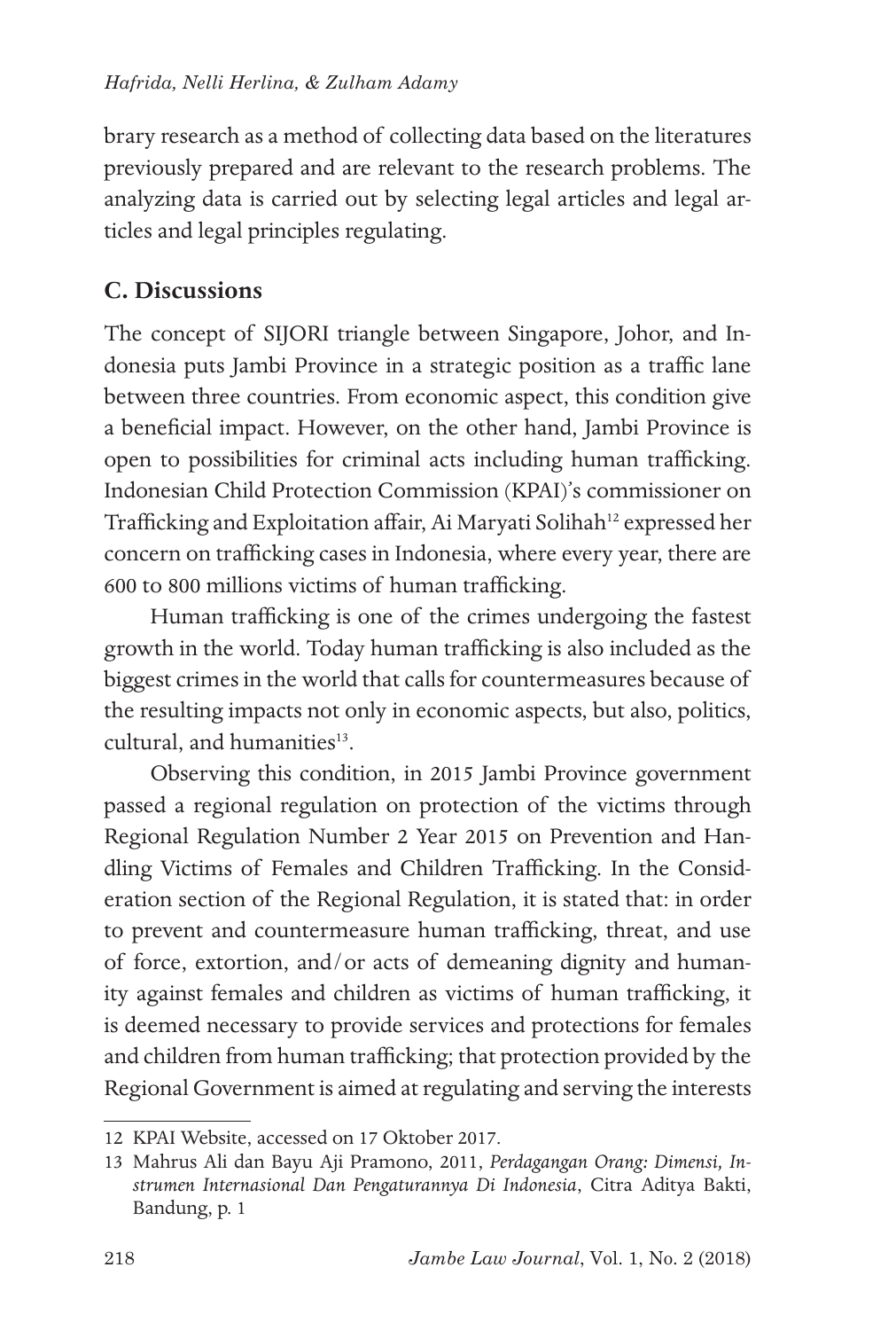brary research as a method of collecting data based on the literatures previously prepared and are relevant to the research problems. The analyzing data is carried out by selecting legal articles and legal articles and legal principles regulating.

## C. Discussions

The concept of SIJORI triangle between Singapore, Johor, and Indonesia puts Jambi Province in a strategic position as a traffic lane between three countries. From economic aspect, this condition give a beneficial impact. However, on the other hand, Jambi Province is open to possibilities for criminal acts including human trafficking. Indonesian Child Protection Commission (KPAI)'s commissioner on Trafficking and Exploitation affair, Ai Maryati Solihah[12] expressed her concern on trafficking cases in Indonesia, where every year, there are 600 to 800 millions victims of human trafficking.

Human trafficking is one of the crimes undergoing the fastest growth in the world. Today human trafficking is also included as the biggest crimes in the world that calls for countermeasures because of the resulting impacts not only in economic aspects, but also, politics, cultural, and humanities[13].

Observing this condition, in 2015 Jambi Province government passed a regional regulation on protection of the victims through Regional Regulation Number 2 Year 2015 on Prevention and Handling Victims of Females and Children Trafficking. In the Consideration section of the Regional Regulation, it is stated that: in order to prevent and countermeasure human trafficking, threat, and use of force, extortion, and/or acts of demeaning dignity and humanity against females and children as victims of human trafficking, it is deemed necessary to provide services and protections for females and children from human trafficking; that protection provided by the Regional Government is aimed at regulating and serving the interests

---

12 KPAI Website, accessed on 17 Oktober 2017.

13 Mahrus Ali dan Bayu Aji Pramono, 2011, *Perdagangan Orang: Dimensi, Instrumen Internasional Dan Pengaturannya Di Indonesia*, Citra Aditya Bakti, Bandung, p. 1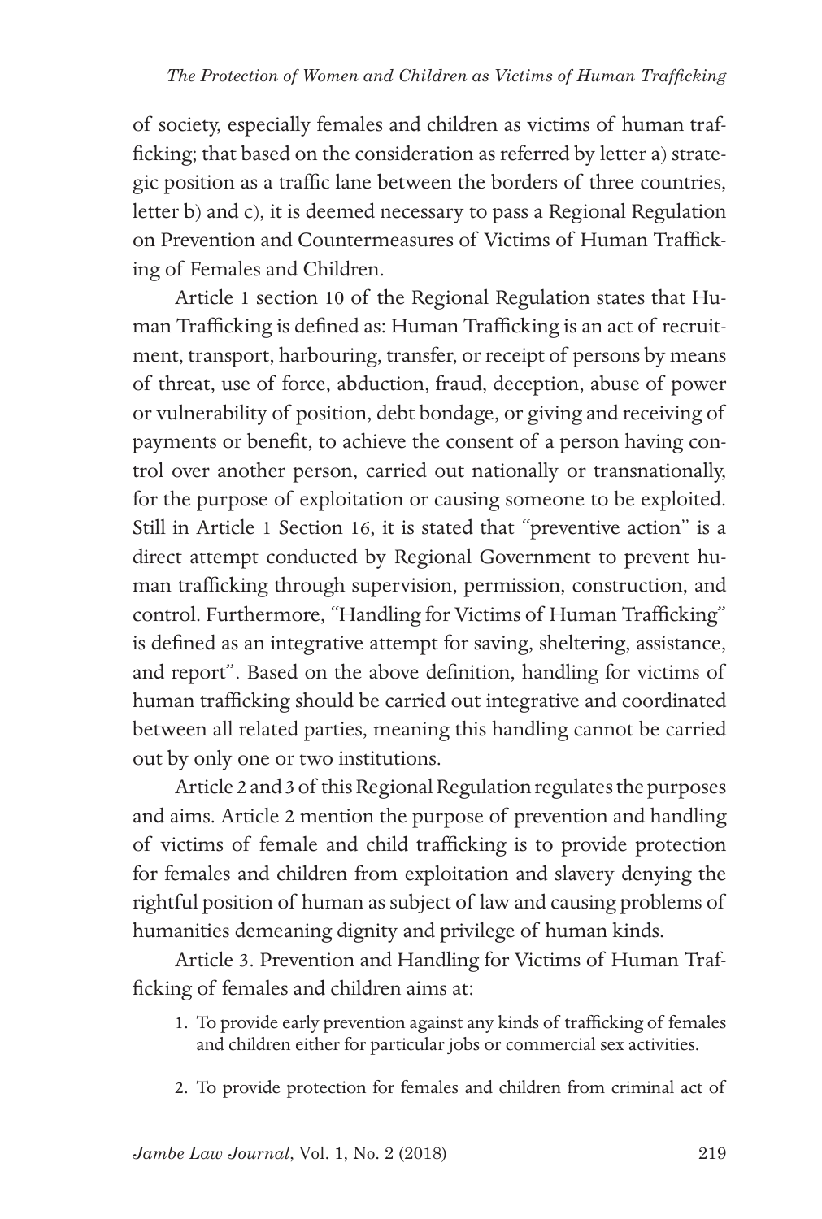of society, especially females and children as victims of human trafficking; that based on the consideration as referred by letter a) strategic position as a traffic lane between the borders of three countries, letter b) and c), it is deemed necessary to pass a Regional Regulation on Prevention and Countermeasures of Victims of Human Trafficking of Females and Children.

Article 1 section 10 of the Regional Regulation states that Human Trafficking is defined as: Human Trafficking is an act of recruitment, transport, harbouring, transfer, or receipt of persons by means of threat, use of force, abduction, fraud, deception, abuse of power or vulnerability of position, debt bondage, or giving and receiving of payments or benefit, to achieve the consent of a person having control over another person, carried out nationally or transnationally, for the purpose of exploitation or causing someone to be exploited. Still in Article 1 Section 16, it is stated that "preventive action" is a direct attempt conducted by Regional Government to prevent human trafficking through supervision, permission, construction, and control. Furthermore, "Handling for Victims of Human Trafficking" is defined as an integrative attempt for saving, sheltering, assistance, and report". Based on the above definition, handling for victims of human trafficking should be carried out integrative and coordinated between all related parties, meaning this handling cannot be carried out by only one or two institutions.

Article 2 and 3 of this Regional Regulation regulates the purposes and aims. Article 2 mention the purpose of prevention and handling of victims of female and child trafficking is to provide protection for females and children from exploitation and slavery denying the rightful position of human as subject of law and causing problems of humanities demeaning dignity and privilege of human kinds.

Article 3. Prevention and Handling for Victims of Human Trafficking of females and children aims at:

1. To provide early prevention against any kinds of trafficking of females and children either for particular jobs or commercial sex activities.
2. To provide protection for females and children from criminal act of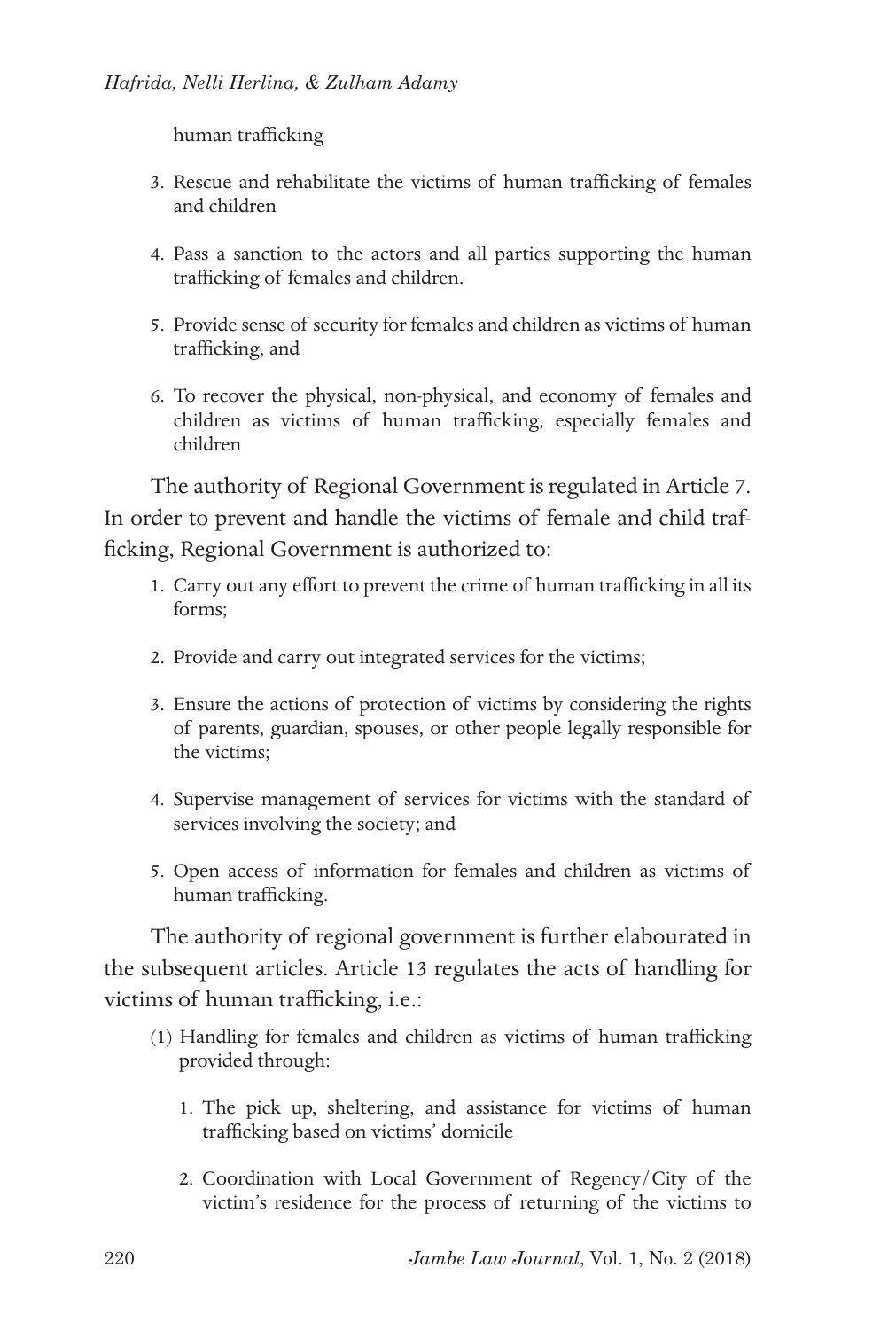human trafficking

3. Rescue and rehabilitate the victims of human trafficking of females and children

4. Pass a sanction to the actors and all parties supporting the human trafficking of females and children.

5. Provide sense of security for females and children as victims of human trafficking, and

6. To recover the physical, non-physical, and economy of females and children as victims of human trafficking, especially females and children

The authority of Regional Government is regulated in Article 7. In order to prevent and handle the victims of female and child trafficking, Regional Government is authorized to:

1. Carry out any effort to prevent the crime of human trafficking in all its forms;

2. Provide and carry out integrated services for the victims;

3. Ensure the actions of protection of victims by considering the rights of parents, guardian, spouses, or other people legally responsible for the victims;

4. Supervise management of services for victims with the standard of services involving the society; and

5. Open access of information for females and children as victims of human trafficking.

The authority of regional government is further elabourated in the subsequent articles. Article 13 regulates the acts of handling for victims of human trafficking, i.e.:

(1) Handling for females and children as victims of human trafficking provided through:

   1. The pick up, sheltering, and assistance for victims of human trafficking based on victims' domicile

   2. Coordination with Local Government of Regency/City of the victim's residence for the process of returning of the victims to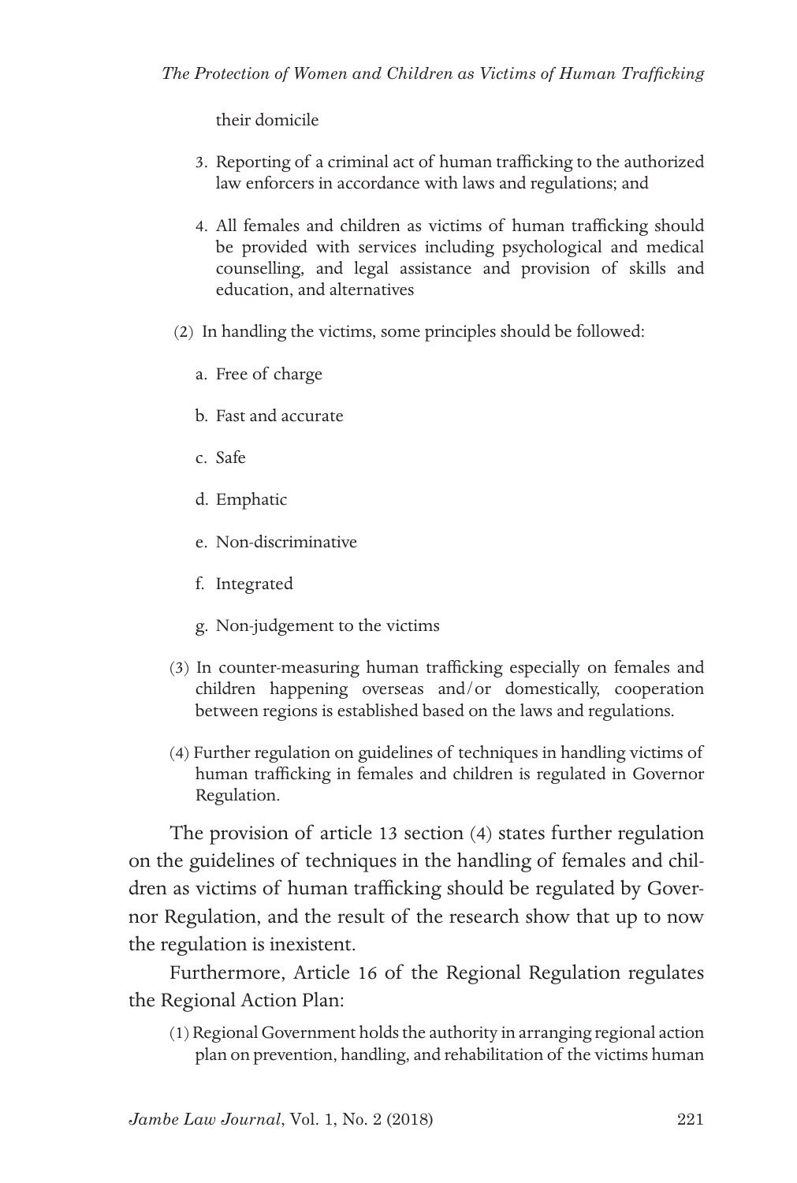their domicile

3. Reporting of a criminal act of human trafficking to the authorized law enforcers in accordance with laws and regulations; and
4. All females and children as victims of human trafficking should be provided with services including psychological and medical counselling, and legal assistance and provision of skills and education, and alternatives

(2) In handling the victims, some principles should be followed:

a. Free of charge

b. Fast and accurate

c. Safe

d. Emphatic

e. Non-discriminative

f. Integrated

g. Non-judgement to the victims

(3) In counter-measuring human trafficking especially on females and children happening overseas and/or domestically, cooperation between regions is established based on the laws and regulations.

(4) Further regulation on guidelines of techniques in handling victims of human trafficking in females and children is regulated in Governor Regulation.

The provision of article 13 section (4) states further regulation on the guidelines of techniques in the handling of females and children as victims of human trafficking should be regulated by Governor Regulation, and the result of the research show that up to now the regulation is inexistent.

Furthermore, Article 16 of the Regional Regulation regulates the Regional Action Plan:

(1) Regional Government holds the authority in arranging regional action plan on prevention, handling, and rehabilitation of the victims human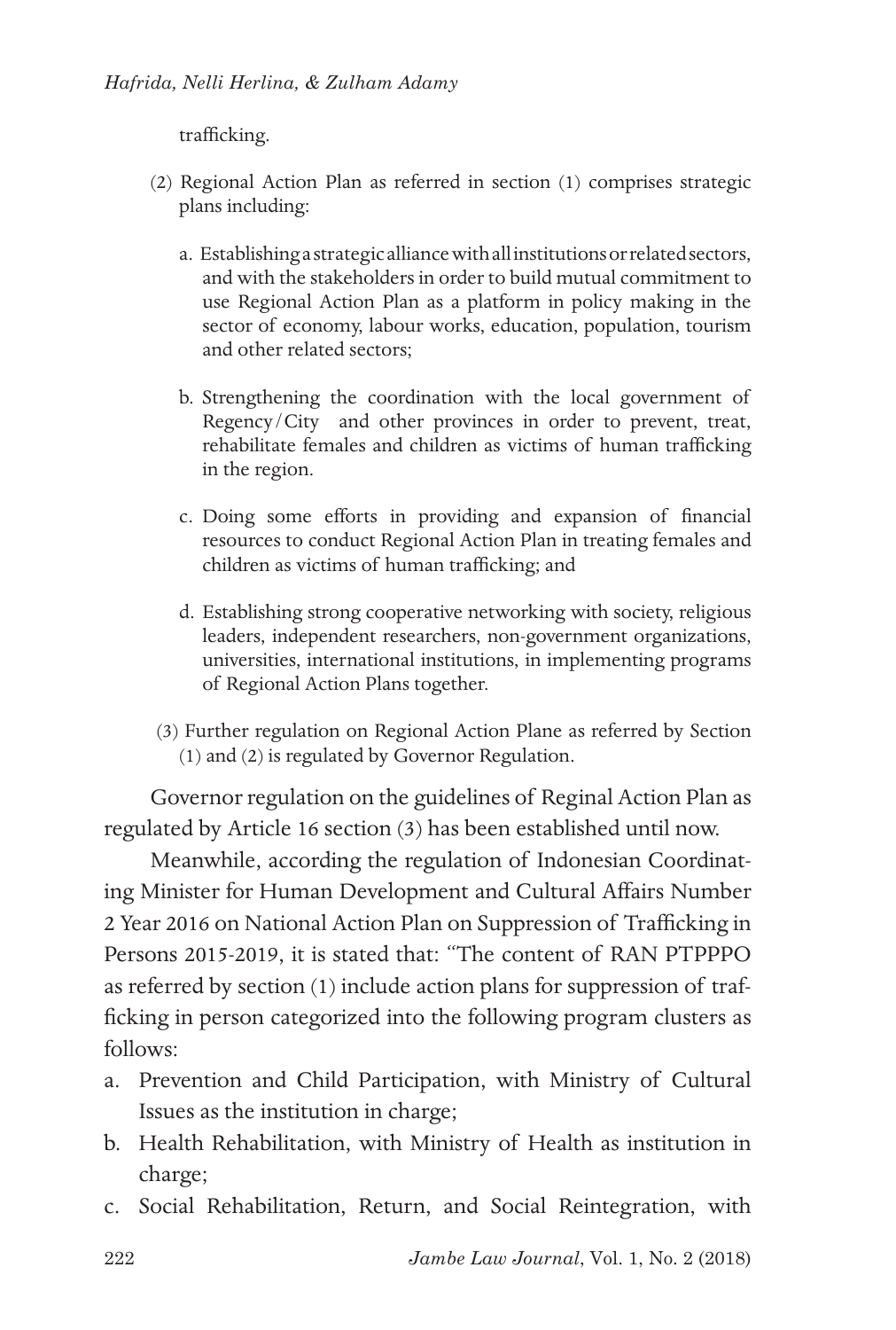trafficking.

(2) Regional Action Plan as referred in section (1) comprises strategic plans including:

   a. Establishing a strategic alliance with all institutions or related sectors, and with the stakeholders in order to build mutual commitment to use Regional Action Plan as a platform in policy making in the sector of economy, labour works, education, population, tourism and other related sectors;

   b. Strengthening the coordination with the local government of Regency/City and other provinces in order to prevent, treat, rehabilitate females and children as victims of human trafficking in the region.

   c. Doing some efforts in providing and expansion of financial resources to conduct Regional Action Plan in treating females and children as victims of human trafficking; and

   d. Establishing strong cooperative networking with society, religious leaders, independent researchers, non-government organizations, universities, international institutions, in implementing programs of Regional Action Plans together.

(3) Further regulation on Regional Action Plane as referred by Section (1) and (2) is regulated by Governor Regulation.

Governor regulation on the guidelines of Reginal Action Plan as regulated by Article 16 section (3) has been established until now.

Meanwhile, according the regulation of Indonesian Coordinating Minister for Human Development and Cultural Affairs Number 2 Year 2016 on National Action Plan on Suppression of Trafficking in Persons 2015-2019, it is stated that: "The content of RAN PTPPPO as referred by section (1) include action plans for suppression of trafficking in person categorized into the following program clusters as follows:

a. Prevention and Child Participation, with Ministry of Cultural Issues as the institution in charge;
b. Health Rehabilitation, with Ministry of Health as institution in charge;
c. Social Rehabilitation, Return, and Social Reintegration, with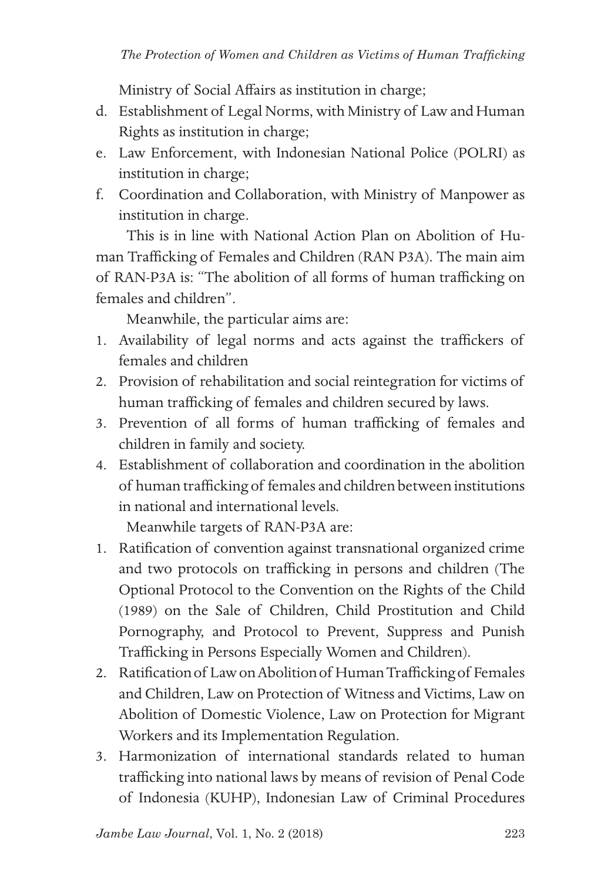Ministry of Social Affairs as institution in charge;

d. Establishment of Legal Norms, with Ministry of Law and Human Rights as institution in charge;
e. Law Enforcement, with Indonesian National Police (POLRI) as institution in charge;
f. Coordination and Collaboration, with Ministry of Manpower as institution in charge.

This is in line with National Action Plan on Abolition of Human Trafficking of Females and Children (RAN P3A). The main aim of RAN-P3A is: "The abolition of all forms of human trafficking on females and children".

Meanwhile, the particular aims are:

1. Availability of legal norms and acts against the traffickers of females and children
2. Provision of rehabilitation and social reintegration for victims of human trafficking of females and children secured by laws.
3. Prevention of all forms of human trafficking of females and children in family and society.
4. Establishment of collaboration and coordination in the abolition of human trafficking of females and children between institutions in national and international levels.

Meanwhile targets of RAN-P3A are:

1. Ratification of convention against transnational organized crime and two protocols on trafficking in persons and children (The Optional Protocol to the Convention on the Rights of the Child (1989) on the Sale of Children, Child Prostitution and Child Pornography, and Protocol to Prevent, Suppress and Punish Trafficking in Persons Especially Women and Children).
2. Ratification of Law on Abolition of Human Trafficking of Females and Children, Law on Protection of Witness and Victims, Law on Abolition of Domestic Violence, Law on Protection for Migrant Workers and its Implementation Regulation.
3. Harmonization of international standards related to human trafficking into national laws by means of revision of Penal Code of Indonesia (KUHP), Indonesian Law of Criminal Procedures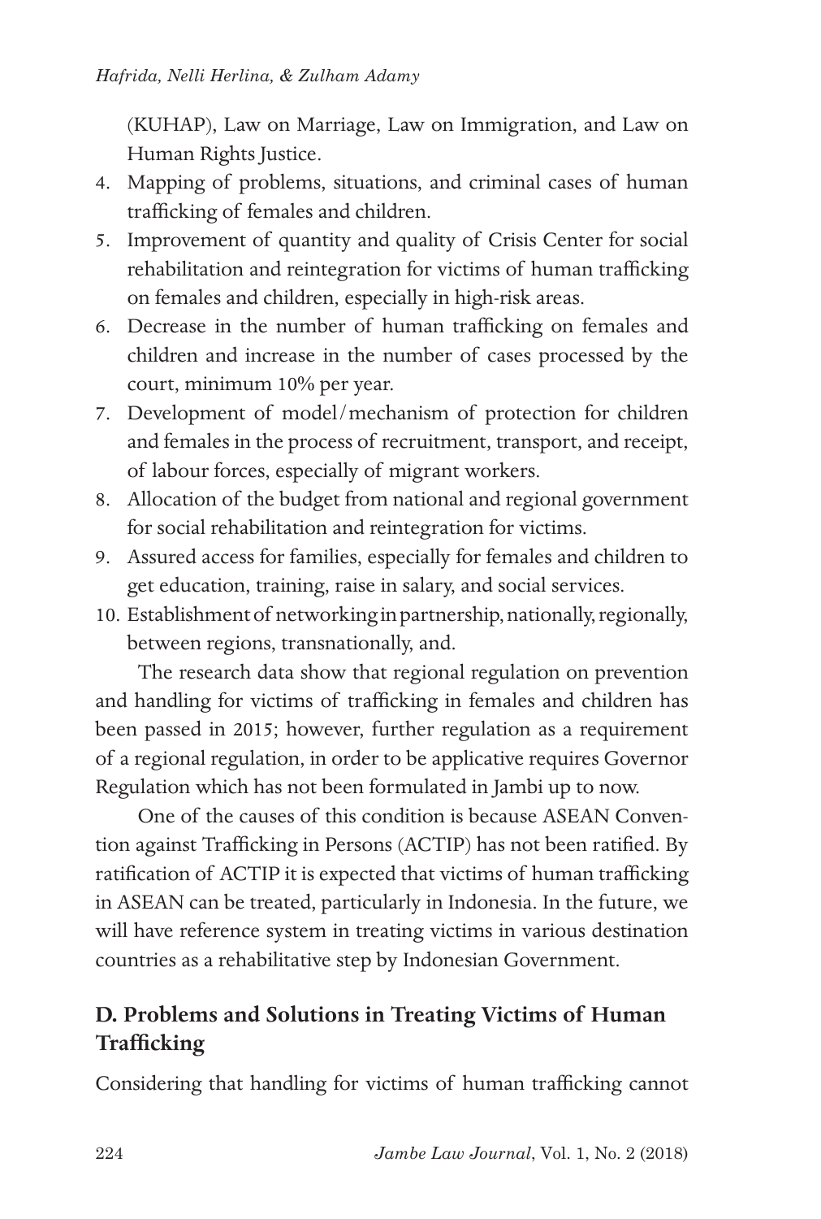(KUHAP), Law on Marriage, Law on Immigration, and Law on Human Rights Justice.

4. Mapping of problems, situations, and criminal cases of human trafficking of females and children.
5. Improvement of quantity and quality of Crisis Center for social rehabilitation and reintegration for victims of human trafficking on females and children, especially in high-risk areas.
6. Decrease in the number of human trafficking on females and children and increase in the number of cases processed by the court, minimum 10% per year.
7. Development of model/mechanism of protection for children and females in the process of recruitment, transport, and receipt, of labour forces, especially of migrant workers.
8. Allocation of the budget from national and regional government for social rehabilitation and reintegration for victims.
9. Assured access for families, especially for females and children to get education, training, raise in salary, and social services.
10. Establishment of networking in partnership, nationally, regionally, between regions, transnationally, and.

The research data show that regional regulation on prevention and handling for victims of trafficking in females and children has been passed in 2015; however, further regulation as a requirement of a regional regulation, in order to be applicative requires Governor Regulation which has not been formulated in Jambi up to now.

One of the causes of this condition is because ASEAN Convention against Trafficking in Persons (ACTIP) has not been ratified. By ratification of ACTIP it is expected that victims of human trafficking in ASEAN can be treated, particularly in Indonesia. In the future, we will have reference system in treating victims in various destination countries as a rehabilitative step by Indonesian Government.

## D. Problems and Solutions in Treating Victims of Human Trafficking

Considering that handling for victims of human trafficking cannot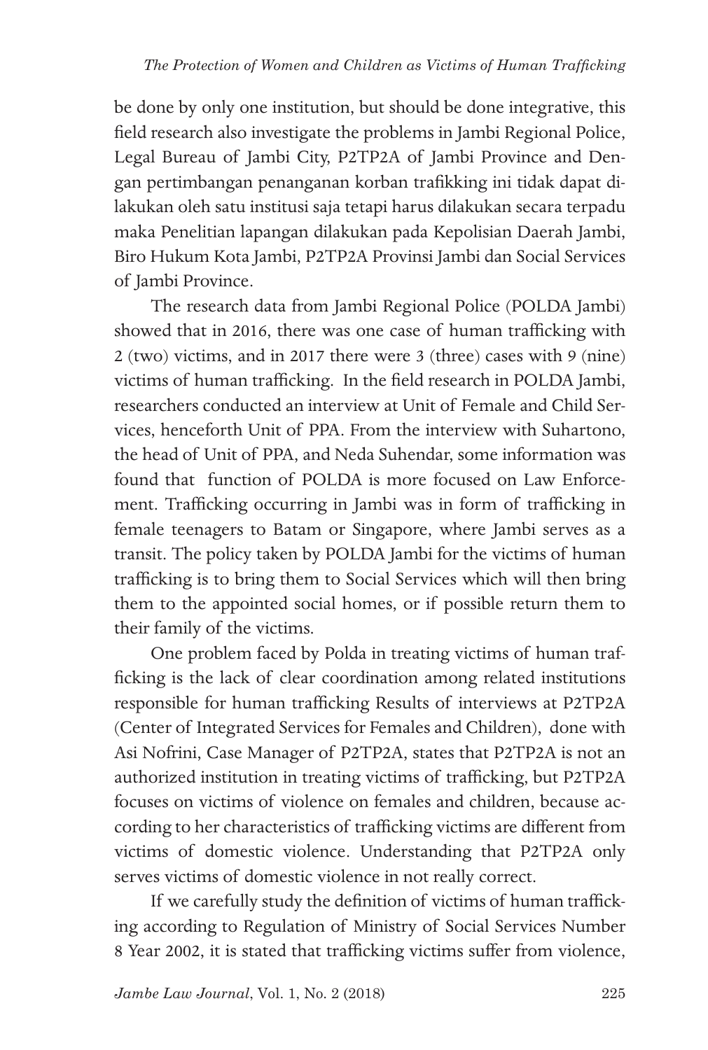be done by only one institution, but should be done integrative, this field research also investigate the problems in Jambi Regional Police, Legal Bureau of Jambi City, P2TP2A of Jambi Province and Dengan pertimbangan penanganan korban trafikking ini tidak dapat dilakukan oleh satu institusi saja tetapi harus dilakukan secara terpadu maka Penelitian lapangan dilakukan pada Kepolisian Daerah Jambi, Biro Hukum Kota Jambi, P2TP2A Provinsi Jambi dan Social Services of Jambi Province.

The research data from Jambi Regional Police (POLDA Jambi) showed that in 2016, there was one case of human trafficking with 2 (two) victims, and in 2017 there were 3 (three) cases with 9 (nine) victims of human trafficking. In the field research in POLDA Jambi, researchers conducted an interview at Unit of Female and Child Services, henceforth Unit of PPA. From the interview with Suhartono, the head of Unit of PPA, and Neda Suhendar, some information was found that function of POLDA is more focused on Law Enforcement. Trafficking occurring in Jambi was in form of trafficking in female teenagers to Batam or Singapore, where Jambi serves as a transit. The policy taken by POLDA Jambi for the victims of human trafficking is to bring them to Social Services which will then bring them to the appointed social homes, or if possible return them to their family of the victims.

One problem faced by Polda in treating victims of human trafficking is the lack of clear coordination among related institutions responsible for human trafficking Results of interviews at P2TP2A (Center of Integrated Services for Females and Children), done with Asi Nofrini, Case Manager of P2TP2A, states that P2TP2A is not an authorized institution in treating victims of trafficking, but P2TP2A focuses on victims of violence on females and children, because according to her characteristics of trafficking victims are different from victims of domestic violence. Understanding that P2TP2A only serves victims of domestic violence in not really correct.

If we carefully study the definition of victims of human trafficking according to Regulation of Ministry of Social Services Number 8 Year 2002, it is stated that trafficking victims suffer from violence,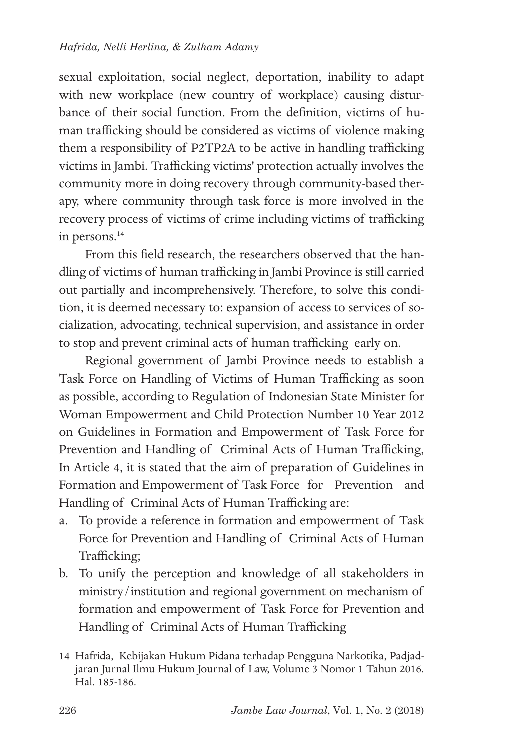sexual exploitation, social neglect, deportation, inability to adapt with new workplace (new country of workplace) causing disturbance of their social function. From the definition, victims of human trafficking should be considered as victims of violence making them a responsibility of P2TP2A to be active in handling trafficking victims in Jambi. Trafficking victims' protection actually involves the community more in doing recovery through community-based therapy, where community through task force is more involved in the recovery process of victims of crime including victims of trafficking in persons.[14]

From this field research, the researchers observed that the handling of victims of human trafficking in Jambi Province is still carried out partially and incomprehensively. Therefore, to solve this condition, it is deemed necessary to: expansion of access to services of socialization, advocating, technical supervision, and assistance in order to stop and prevent criminal acts of human trafficking early on.

Regional government of Jambi Province needs to establish a Task Force on Handling of Victims of Human Trafficking as soon as possible, according to Regulation of Indonesian State Minister for Woman Empowerment and Child Protection Number 10 Year 2012 on Guidelines in Formation and Empowerment of Task Force for Prevention and Handling of Criminal Acts of Human Trafficking, In Article 4, it is stated that the aim of preparation of Guidelines in Formation and Empowerment of Task Force for Prevention and Handling of Criminal Acts of Human Trafficking are:

a. To provide a reference in formation and empowerment of Task Force for Prevention and Handling of Criminal Acts of Human Trafficking;
b. To unify the perception and knowledge of all stakeholders in ministry/institution and regional government on mechanism of formation and empowerment of Task Force for Prevention and Handling of Criminal Acts of Human Trafficking

---

14 Hafrida, Kebijakan Hukum Pidana terhadap Pengguna Narkotika, Padjadjaran Jurnal Ilmu Hukum Journal of Law, Volume 3 Nomor 1 Tahun 2016. Hal. 185-186.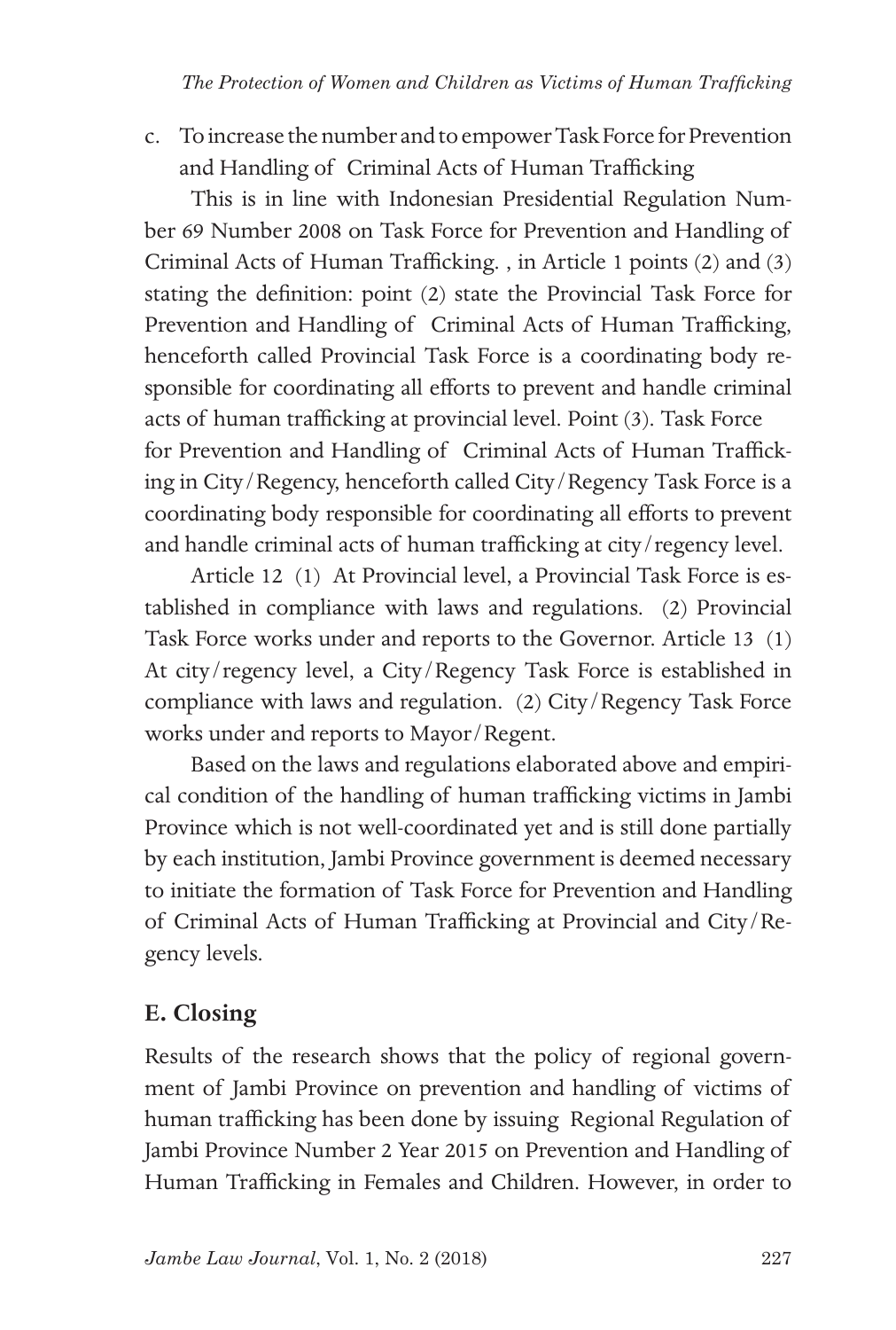c. To increase the number and to empower Task Force for Prevention and Handling of Criminal Acts of Human Trafficking

This is in line with Indonesian Presidential Regulation Number 69 Number 2008 on Task Force for Prevention and Handling of Criminal Acts of Human Trafficking. , in Article 1 points (2) and (3) stating the definition: point (2) state the Provincial Task Force for Prevention and Handling of Criminal Acts of Human Trafficking, henceforth called Provincial Task Force is a coordinating body responsible for coordinating all efforts to prevent and handle criminal acts of human trafficking at provincial level. Point (3). Task Force for Prevention and Handling of Criminal Acts of Human Trafficking in City/Regency, henceforth called City/Regency Task Force is a coordinating body responsible for coordinating all efforts to prevent and handle criminal acts of human trafficking at city/regency level.

Article 12 (1) At Provincial level, a Provincial Task Force is established in compliance with laws and regulations. (2) Provincial Task Force works under and reports to the Governor. Article 13 (1) At city/regency level, a City/Regency Task Force is established in compliance with laws and regulation. (2) City/Regency Task Force works under and reports to Mayor/Regent.

Based on the laws and regulations elaborated above and empirical condition of the handling of human trafficking victims in Jambi Province which is not well-coordinated yet and is still done partially by each institution, Jambi Province government is deemed necessary to initiate the formation of Task Force for Prevention and Handling of Criminal Acts of Human Trafficking at Provincial and City/Regency levels.

## E. Closing

Results of the research shows that the policy of regional government of Jambi Province on prevention and handling of victims of human trafficking has been done by issuing Regional Regulation of Jambi Province Number 2 Year 2015 on Prevention and Handling of Human Trafficking in Females and Children. However, in order to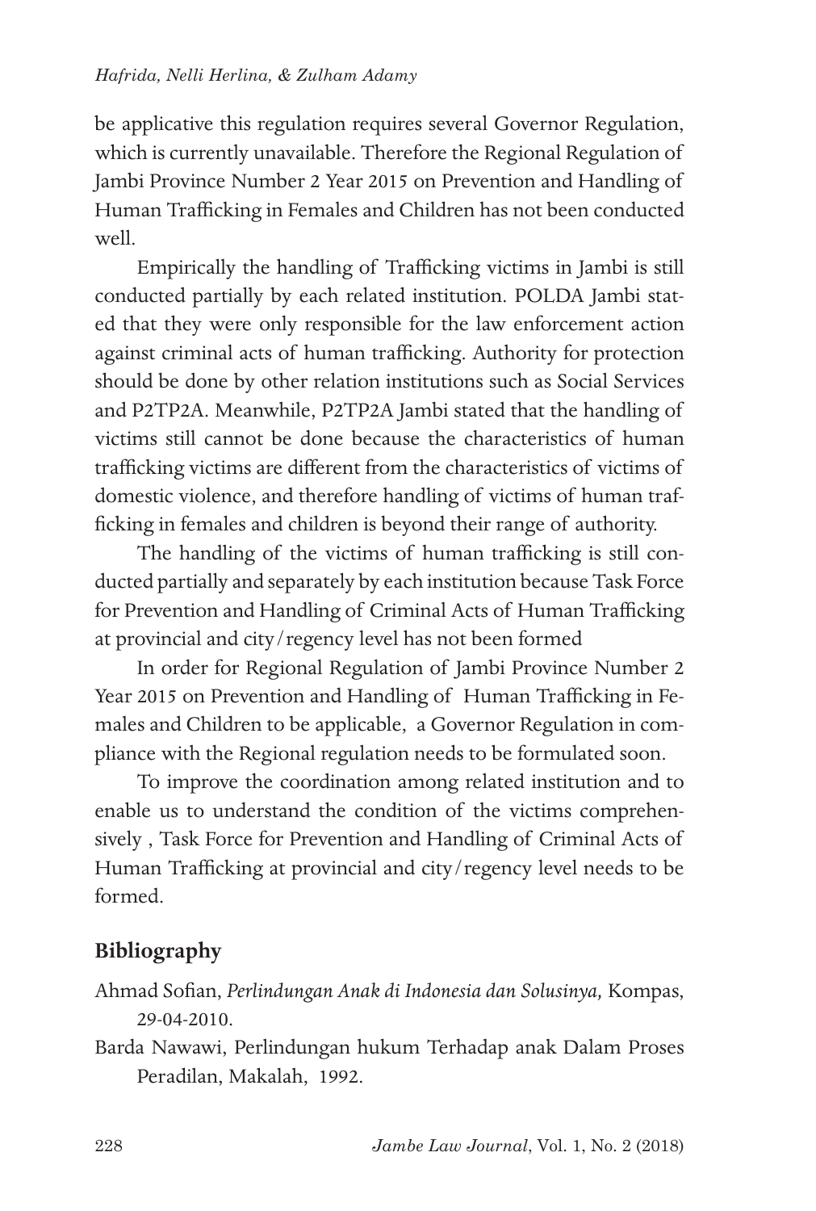be applicative this regulation requires several Governor Regulation, which is currently unavailable. Therefore the Regional Regulation of Jambi Province Number 2 Year 2015 on Prevention and Handling of Human Trafficking in Females and Children has not been conducted well.

Empirically the handling of Trafficking victims in Jambi is still conducted partially by each related institution. POLDA Jambi stated that they were only responsible for the law enforcement action against criminal acts of human trafficking. Authority for protection should be done by other relation institutions such as Social Services and P2TP2A. Meanwhile, P2TP2A Jambi stated that the handling of victims still cannot be done because the characteristics of human trafficking victims are different from the characteristics of victims of domestic violence, and therefore handling of victims of human trafficking in females and children is beyond their range of authority.

The handling of the victims of human trafficking is still conducted partially and separately by each institution because Task Force for Prevention and Handling of Criminal Acts of Human Trafficking at provincial and city/regency level has not been formed

In order for Regional Regulation of Jambi Province Number 2 Year 2015 on Prevention and Handling of Human Trafficking in Females and Children to be applicable, a Governor Regulation in compliance with the Regional regulation needs to be formulated soon.

To improve the coordination among related institution and to enable us to understand the condition of the victims comprehensively , Task Force for Prevention and Handling of Criminal Acts of Human Trafficking at provincial and city/regency level needs to be formed.

## Bibliography

Ahmad Sofian, *Perlindungan Anak di Indonesia dan Solusinya,* Kompas, 29-04-2010.

Barda Nawawi, Perlindungan hukum Terhadap anak Dalam Proses Peradilan, Makalah, 1992.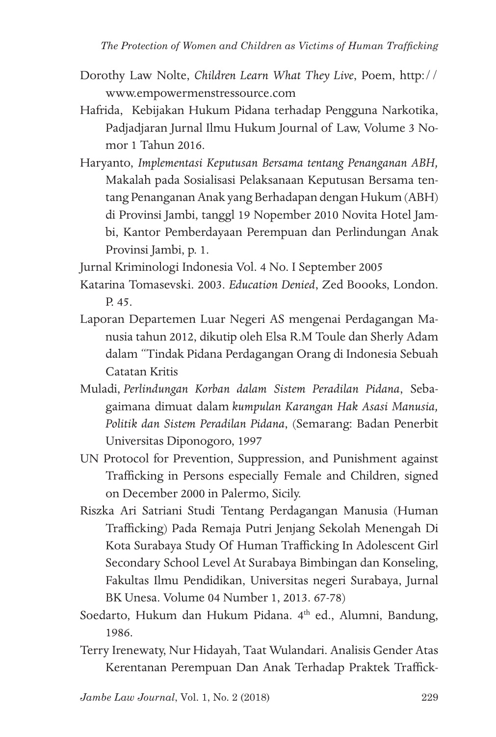Dorothy Law Nolte, *Children Learn What They Live*, Poem, http:// www.empowermenstressource.com

Hafrida, Kebijakan Hukum Pidana terhadap Pengguna Narkotika, Padjadjaran Jurnal Ilmu Hukum Journal of Law, Volume 3 Nomor 1 Tahun 2016.

Haryanto, *Implementasi Keputusan Bersama tentang Penanganan ABH,* Makalah pada Sosialisasi Pelaksanaan Keputusan Bersama tentang Penanganan Anak yang Berhadapan dengan Hukum (ABH) di Provinsi Jambi, tanggl 19 Nopember 2010 Novita Hotel Jambi, Kantor Pemberdayaan Perempuan dan Perlindungan Anak Provinsi Jambi, p. 1.

Jurnal Kriminologi Indonesia Vol. 4 No. I September 2005

Katarina Tomasevski. 2003. *Education Denied*, Zed Boooks, London. P. 45.

Laporan Departemen Luar Negeri AS mengenai Perdagangan Manusia tahun 2012, dikutip oleh Elsa R.M Toule dan Sherly Adam dalam "Tindak Pidana Perdagangan Orang di Indonesia Sebuah Catatan Kritis

Muladi, *Perlindungan Korban dalam Sistem Peradilan Pidana*, Sebagaimana dimuat dalam *kumpulan Karangan Hak Asasi Manusia, Politik dan Sistem Peradilan Pidana*, (Semarang: Badan Penerbit Universitas Diponogoro, 1997

UN Protocol for Prevention, Suppression, and Punishment against Trafficking in Persons especially Female and Children, signed on December 2000 in Palermo, Sicily.

Riszka Ari Satriani Studi Tentang Perdagangan Manusia (Human Trafficking) Pada Remaja Putri Jenjang Sekolah Menengah Di Kota Surabaya Study Of Human Trafficking In Adolescent Girl Secondary School Level At Surabaya Bimbingan dan Konseling, Fakultas Ilmu Pendidikan, Universitas negeri Surabaya, Jurnal BK Unesa. Volume 04 Number 1, 2013. 67-78)

Soedarto, Hukum dan Hukum Pidana. 4th ed., Alumni, Bandung, 1986.

Terry Irenewaty, Nur Hidayah, Taat Wulandari. Analisis Gender Atas Kerentanan Perempuan Dan Anak Terhadap Praktek Traffick-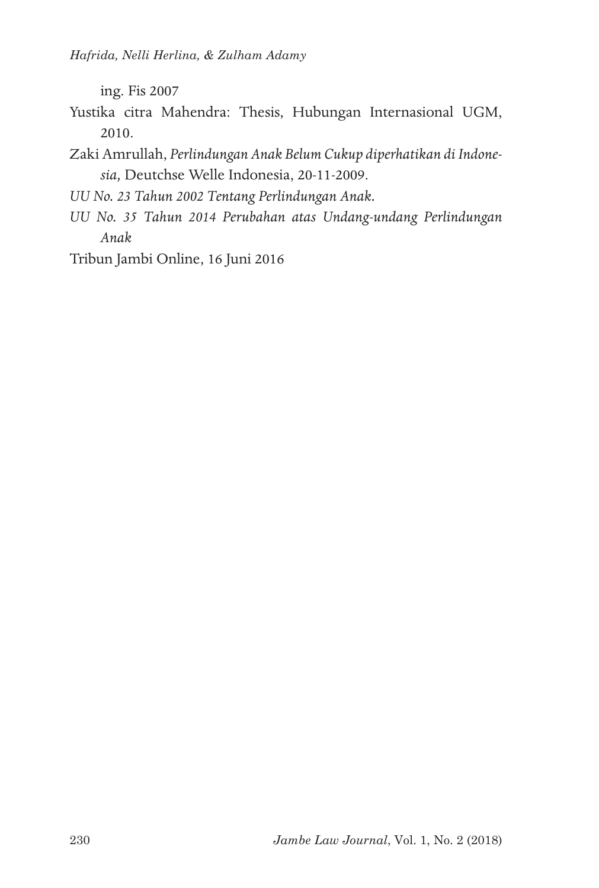ing. Fis 2007

Yustika citra Mahendra: Thesis, Hubungan Internasional UGM, 2010.

Zaki Amrullah, *Perlindungan Anak Belum Cukup diperhatikan di Indonesia,* Deutchse Welle Indonesia, 20-11-2009.

*UU No. 23 Tahun 2002 Tentang Perlindungan Anak.*

*UU No. 35 Tahun 2014 Perubahan atas Undang-undang Perlindungan Anak*

Tribun Jambi Online, 16 Juni 2016